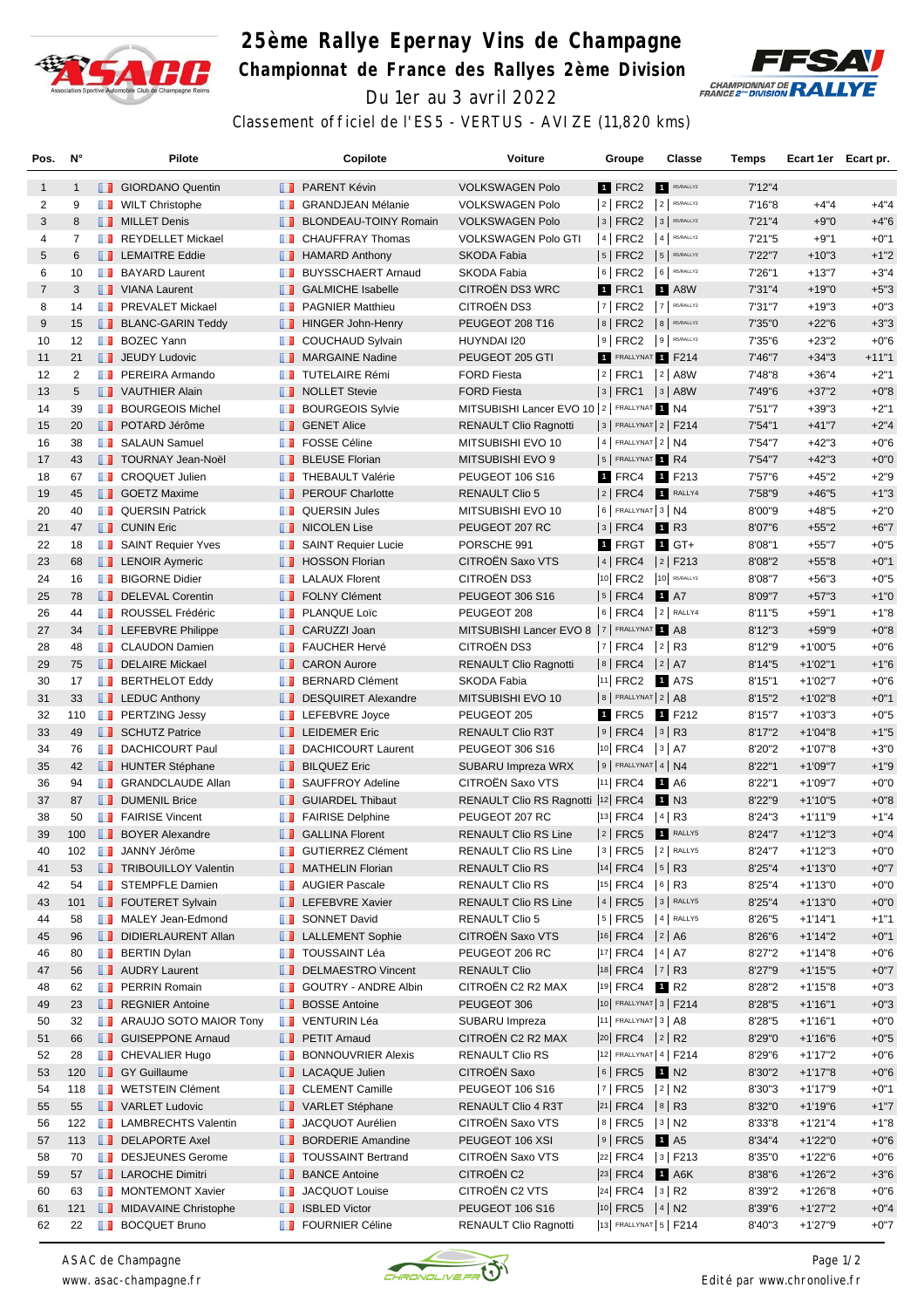# 25ème Rallye Epernay Vins de Champagne

## Championnat de France des Rallyes 2ème Division

Du 1er au 3 avril 2022

Classement officiel de l'ES5 - VERTUS - AVIZE (11,820 kms)

| Pos. | N° | Pilote | Copilote | Voiture | Groupe | Classe | Temps | Ecart 1er | Ecart pr. |
|---|---|---|---|---|---|---|---|---|---|
| 1 | 1 | GIORDANO Quentin | PARENT Kévin | VOLKSWAGEN Polo | 1 FRC2 | 1 R5/RALLY2 | 7'12"4 | | |
| 2 | 9 | WILT Christophe | GRANDJEAN Mélanie | VOLKSWAGEN Polo | 2 FRC2 | 2 R5/RALLY2 | 7'16"8 | +4"4 | +4"4 |
| 3 | 8 | MILLET Denis | BLONDEAU-TOINY Romain | VOLKSWAGEN Polo | 3 FRC2 | 3 R5/RALLY2 | 7'21"4 | +9"0 | +4"6 |
| 4 | 7 | REYDELLET Mickael | CHAUFFRAY Thomas | VOLKSWAGEN Polo GTI | 4 FRC2 | 4 R5/RALLY2 | 7'21"5 | +9"1 | +0"1 |
| 5 | 6 | LEMAITRE Eddie | HAMARD Anthony | SKODA Fabia | 5 FRC2 | 5 R5/RALLY2 | 7'22"7 | +10"3 | +1"2 |
| 6 | 10 | BAYARD Laurent | BUYSSCHAERT Arnaud | SKODA Fabia | 6 FRC2 | 6 R5/RALLY2 | 7'26"1 | +13"7 | +3"4 |
| 7 | 3 | VIANA Laurent | GALMICHE Isabelle | CITROËN DS3 WRC | 1 FRC1 | 1 A8W | 7'31"4 | +19"0 | +5"3 |
| 8 | 14 | PREVALET Mickael | PAGNIER Matthieu | CITROËN DS3 | 7 FRC2 | 7 R5/RALLY2 | 7'31"7 | +19"3 | +0"3 |
| 9 | 15 | BLANC-GARIN Teddy | HINGER John-Henry | PEUGEOT 208 T16 | 8 FRC2 | 8 R5/RALLY2 | 7'35"0 | +22"6 | +3"3 |
| 10 | 12 | BOZEC Yann | COUCHAUD Sylvain | HUYNDAI I20 | 9 FRC2 | 9 R5/RALLY2 | 7'35"6 | +23"2 | +0"6 |
| 11 | 21 | JEUDY Ludovic | MARGAINE Nadine | PEUGEOT 205 GTI | 1 FRALLYNAT | 1 F214 | 7'46"7 | +34"3 | +11"1 |
| 12 | 2 | PEREIRA Armando | TUTELAIRE Rémi | FORD Fiesta | 2 FRC1 | 2 A8W | 7'48"8 | +36"4 | +2"1 |
| 13 | 5 | VAUTHIER Alain | NOLLET Stevie | FORD Fiesta | 3 FRC1 | 3 A8W | 7'49"6 | +37"2 | +0"8 |
| 14 | 39 | BOURGEOIS Michel | BOURGEOIS Sylvie | MITSUBISHI Lancer EVO 10 | 2 FRALLYNAT | 1 N4 | 7'51"7 | +39"3 | +2"1 |
| 15 | 20 | POTARD Jérôme | GENET Alice | RENAULT Clio Ragnotti | 3 FRALLYNAT | 2 F214 | 7'54"1 | +41"7 | +2"4 |
| 16 | 38 | SALAUN Samuel | FOSSE Céline | MITSUBISHI EVO 10 | 4 FRALLYNAT | 2 N4 | 7'54"7 | +42"3 | +0"6 |
| 17 | 43 | TOURNAY Jean-Noël | BLEUSE Florian | MITSUBISHI EVO 9 | 5 FRALLYNAT | 1 R4 | 7'54"7 | +42"3 | +0"0 |
| 18 | 67 | CROQUET Julien | THEBAULT Valérie | PEUGEOT 106 S16 | 1 FRC4 | 1 F213 | 7'57"6 | +45"2 | +2"9 |
| 19 | 45 | GOETZ Maxime | PEROUF Charlotte | RENAULT Clio 5 | 2 FRC4 | 1 RALLY4 | 7'58"9 | +46"5 | +1"3 |
| 20 | 40 | QUERSIN Patrick | QUERSIN Jules | MITSUBISHI EVO 10 | 6 FRALLYNAT | 3 N4 | 8'00"9 | +48"5 | +2"0 |
| 21 | 47 | CUNIN Eric | NICOLEN Lise | PEUGEOT 207 RC | 3 FRC4 | 1 R3 | 8'07"6 | +55"2 | +6"7 |
| 22 | 18 | SAINT Requier Yves | SAINT Requier Lucie | PORSCHE 991 | 1 FRGT | 1 GT+ | 8'08"1 | +55"7 | +0"5 |
| 23 | 68 | LENOIR Aymeric | HOSSON Florian | CITROËN Saxo VTS | 4 FRC4 | 2 F213 | 8'08"2 | +55"8 | +0"1 |
| 24 | 16 | BIGORNE Didier | LALAUX Florent | CITROËN DS3 | 10 FRC2 | 10 R5/RALLY2 | 8'08"7 | +56"3 | +0"5 |
| 25 | 78 | DELEVAL Corentin | FOLNY Clément | PEUGEOT 306 S16 | 5 FRC4 | 1 A7 | 8'09"7 | +57"3 | +1"0 |
| 26 | 44 | ROUSSEL Frédéric | PLANQUE Loïc | PEUGEOT 208 | 6 FRC4 | 2 RALLY4 | 8'11"5 | +59"1 | +1"8 |
| 27 | 34 | LEFEBVRE Philippe | CARUZZI Joan | MITSUBISHI Lancer EVO 8 | 7 FRALLYNAT | 1 A8 | 8'12"3 | +59"9 | +0"8 |
| 28 | 48 | CLAUDON Damien | FAUCHER Hervé | CITROËN DS3 | 7 FRC4 | 2 R3 | 8'12"9 | +1'00"5 | +0"6 |
| 29 | 75 | DELAIRE Mickael | CARON Aurore | RENAULT Clio Ragnotti | 8 FRC4 | 2 A7 | 8'14"5 | +1'02"1 | +1"6 |
| 30 | 17 | BERTHELOT Eddy | BERNARD Clément | SKODA Fabia | 11 FRC2 | 1 A7S | 8'15"1 | +1'02"7 | +0"6 |
| 31 | 33 | LEDUC Anthony | DESQUIRET Alexandre | MITSUBISHI EVO 10 | 8 FRALLYNAT | 2 A8 | 8'15"2 | +1'02"8 | +0"1 |
| 32 | 110 | PERTZING Jessy | LEFEBVRE Joyce | PEUGEOT 205 | 1 FRC5 | 1 F212 | 8'15"7 | +1'03"3 | +0"5 |
| 33 | 49 | SCHUTZ Patrice | LEIDEMER Eric | RENAULT Clio R3T | 9 FRC4 | 3 R3 | 8'17"2 | +1'04"8 | +1"5 |
| 34 | 76 | DACHICOURT Paul | DACHICOURT Laurent | PEUGEOT 306 S16 | 10 FRC4 | 3 A7 | 8'20"2 | +1'07"8 | +3"0 |
| 35 | 42 | HUNTER Stéphane | BILQUEZ Eric | SUBARU Impreza WRX | 9 FRALLYNAT | 4 N4 | 8'22"1 | +1'09"7 | +1"9 |
| 36 | 94 | GRANDCLAUDE Allan | SAUFFROY Adeline | CITROËN Saxo VTS | 11 FRC4 | 1 A6 | 8'22"1 | +1'09"7 | +0"0 |
| 37 | 87 | DUMENIL Brice | GUIARDEL Thibaut | RENAULT Clio RS Ragnotti | 12 FRC4 | 1 N3 | 8'22"9 | +1'10"5 | +0"8 |
| 38 | 50 | FAIRISE Vincent | FAIRISE Delphine | PEUGEOT 207 RC | 13 FRC4 | 4 R3 | 8'24"3 | +1'11"9 | +1"4 |
| 39 | 100 | BOYER Alexandre | GALLINA Florent | RENAULT Clio RS Line | 2 FRC5 | 1 RALLY5 | 8'24"7 | +1'12"3 | +0"4 |
| 40 | 102 | JANNY Jérôme | GUTIERREZ Clément | RENAULT Clio RS Line | 3 FRC5 | 2 RALLY5 | 8'24"7 | +1'12"3 | +0"0 |
| 41 | 53 | TRIBOUILLOY Valentin | MATHELIN Florian | RENAULT Clio RS | 14 FRC4 | 5 R3 | 8'25"4 | +1'13"0 | +0"7 |
| 42 | 54 | STEMPFLE Damien | AUGIER Pascale | RENAULT Clio RS | 15 FRC4 | 6 R3 | 8'25"4 | +1'13"0 | +0"0 |
| 43 | 101 | FOUTERET Sylvain | LEFEBVRE Xavier | RENAULT Clio RS Line | 4 FRC5 | 3 RALLY5 | 8'25"4 | +1'13"0 | +0"0 |
| 44 | 58 | MALEY Jean-Edmond | SONNET David | RENAULT Clio 5 | 5 FRC5 | 4 RALLY5 | 8'26"5 | +1'14"1 | +1"1 |
| 45 | 96 | DIDIERLAURENT Allan | LALLEMENT Sophie | CITROËN Saxo VTS | 16 FRC4 | 2 A6 | 8'26"6 | +1'14"2 | +0"1 |
| 46 | 80 | BERTIN Dylan | TOUSSAINT Léa | PEUGEOT 206 RC | 17 FRC4 | 4 A7 | 8'27"2 | +1'14"8 | +0"6 |
| 47 | 56 | AUDRY Laurent | DELMAESTRO Vincent | RENAULT Clio | 18 FRC4 | 7 R3 | 8'27"9 | +1'15"5 | +0"7 |
| 48 | 62 | PERRIN Romain | GOUTRY - ANDRE Albin | CITROËN C2 R2 MAX | 19 FRC4 | 1 R2 | 8'28"2 | +1'15"8 | +0"3 |
| 49 | 23 | REGNIER Antoine | BOSSE Antoine | PEUGEOT 306 | 10 FRALLYNAT | 3 F214 | 8'28"5 | +1'16"1 | +0"3 |
| 50 | 32 | ARAUJO SOTO MAIOR Tony | VENTURIN Léa | SUBARU Impreza | 11 FRALLYNAT | 3 A8 | 8'28"5 | +1'16"1 | +0"0 |
| 51 | 66 | GUISEPPONE Arnaud | PETIT Arnaud | CITROËN C2 R2 MAX | 20 FRC4 | 2 R2 | 8'29"0 | +1'16"6 | +0"5 |
| 52 | 28 | CHEVALIER Hugo | BONNOUVRIER Alexis | RENAULT Clio RS | 12 FRALLYNAT | 4 F214 | 8'29"6 | +1'17"2 | +0"6 |
| 53 | 120 | GY Guillaume | LACAQUE Julien | CITROËN Saxo | 6 FRC5 | 1 N2 | 8'30"2 | +1'17"8 | +0"6 |
| 54 | 118 | WETSTEIN Clément | CLEMENT Camille | PEUGEOT 106 S16 | 7 FRC5 | 2 N2 | 8'30"3 | +1'17"9 | +0"1 |
| 55 | 55 | VARLET Ludovic | VARLET Stéphane | RENAULT Clio 4 R3T | 21 FRC4 | 8 R3 | 8'32"0 | +1'19"6 | +1"7 |
| 56 | 122 | LAMBRECHTS Valentin | JACQUOT Aurélien | CITROËN Saxo VTS | 8 FRC5 | 3 N2 | 8'33"8 | +1'21"4 | +1"8 |
| 57 | 113 | DELAPORTE Axel | BORDERIE Amandine | PEUGEOT 106 XSI | 9 FRC5 | 1 A5 | 8'34"4 | +1'22"0 | +0"6 |
| 58 | 70 | DESJEUNES Gerome | TOUSSAINT Bertrand | CITROËN Saxo VTS | 22 FRC4 | 3 F213 | 8'35"0 | +1'22"6 | +0"6 |
| 59 | 57 | LAROCHE Dimitri | BANCE Antoine | CITROËN C2 | 23 FRC4 | 1 A6K | 8'38"6 | +1'26"2 | +3"6 |
| 60 | 63 | MONTEMONT Xavier | JACQUOT Louise | CITROËN C2 VTS | 24 FRC4 | 3 R2 | 8'39"2 | +1'26"8 | +0"6 |
| 61 | 121 | MIDAVAINE Christophe | ISBLED Victor | PEUGEOT 106 S16 | 10 FRC5 | 4 N2 | 8'39"6 | +1'27"2 | +0"4 |
| 62 | 22 | BOCQUET Bruno | FOURNIER Céline | RENAULT Clio Ragnotti | 13 FRALLYNAT | 5 F214 | 8'40"3 | +1'27"9 | +0"7 |

ASAC de Champagne
www.asac-champagne.fr

Edité par www.chronolive.fr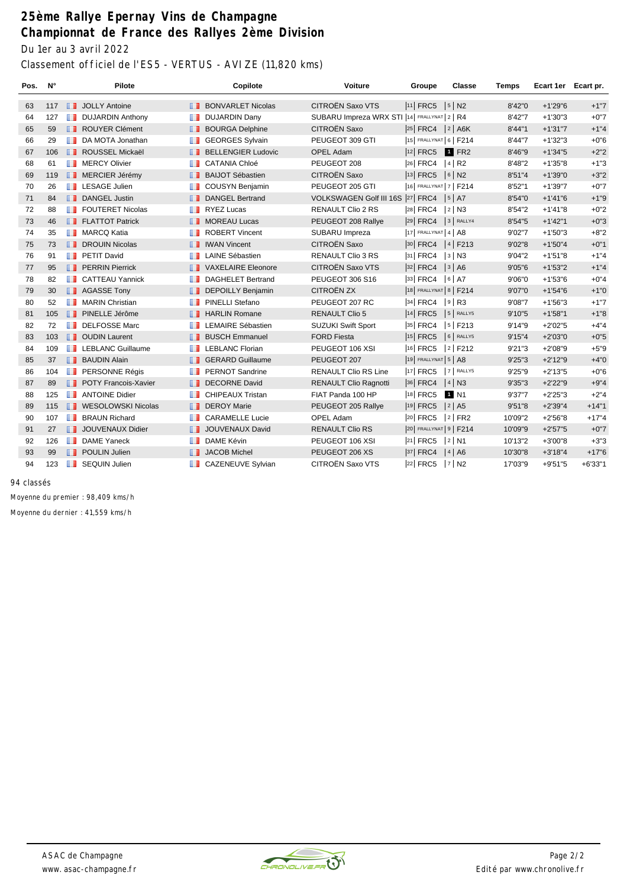# 25ème Rallye Epernay Vins de Champagne
# Championnat de France des Rallyes 2ème Division

Du 1er au 3 avril 2022

Classement officiel de l'ES5 - VERTUS - AVIZE (11,820 kms)

| Pos. | N° | Pilote | Copilote | Voiture | Groupe | Classe | Temps | Ecart 1er | Ecart pr. |
|---|---|---|---|---|---|---|---|---|---|
| 63 | 117 | JOLLY Antoine | BONVARLET Nicolas | CITROËN Saxo VTS | 11 FRC5 | 5 N2 | 8'42"0 | +1'29"6 | +1"7 |
| 64 | 127 | DUJARDIN Anthony | DUJARDIN Dany | SUBARU Impreza WRX STI | 14 FRALLYNAT | 2 R4 | 8'42"7 | +1'30"3 | +0"7 |
| 65 | 59 | ROUYER Clément | BOURGA Delphine | CITROËN Saxo | 25 FRC4 | 2 A6K | 8'44"1 | +1'31"7 | +1"4 |
| 66 | 29 | DA MOTA Jonathan | GEORGES Sylvain | PEUGEOT 309 GTI | 15 FRALLYNAT | 6 F214 | 8'44"7 | +1'32"3 | +0"6 |
| 67 | 106 | ROUSSEL Mickaël | BELLENGIER Ludovic | OPEL Adam | 12 FRC5 | 1 FR2 | 8'46"9 | +1'34"5 | +2"2 |
| 68 | 61 | MERCY Olivier | CATANIA Chloé | PEUGEOT 208 | 26 FRC4 | 4 R2 | 8'48"2 | +1'35"8 | +1"3 |
| 69 | 119 | MERCIER Jérémy | BAIJOT Sébastien | CITROËN Saxo | 13 FRC5 | 6 N2 | 8'51"4 | +1'39"0 | +3"2 |
| 70 | 26 | LESAGE Julien | COUSYN Benjamin | PEUGEOT 205 GTI | 16 FRALLYNAT | 7 F214 | 8'52"1 | +1'39"7 | +0"7 |
| 71 | 84 | DANGEL Justin | DANGEL Bertrand | VOLKSWAGEN Golf III 16S | 27 FRC4 | 5 A7 | 8'54"0 | +1'41"6 | +1"9 |
| 72 | 88 | FOUTERET Nicolas | RYEZ Lucas | RENAULT Clio 2 RS | 28 FRC4 | 2 N3 | 8'54"2 | +1'41"8 | +0"2 |
| 73 | 46 | FLATTOT Patrick | MOREAU Lucas | PEUGEOT 208 Rallye | 29 FRC4 | 3 RALLY4 | 8'54"5 | +1'42"1 | +0"3 |
| 74 | 35 | MARCQ Katia | ROBERT Vincent | SUBARU Impreza | 17 FRALLYNAT | 4 A8 | 9'02"7 | +1'50"3 | +8"2 |
| 75 | 73 | DROUIN Nicolas | IWAN Vincent | CITROËN Saxo | 30 FRC4 | 4 F213 | 9'02"8 | +1'50"4 | +0"1 |
| 76 | 91 | PETIT David | LAINE Sébastien | RENAULT Clio 3 RS | 31 FRC4 | 3 N3 | 9'04"2 | +1'51"8 | +1"4 |
| 77 | 95 | PERRIN Pierrick | VAXELAIRE Eleonore | CITROËN Saxo VTS | 32 FRC4 | 3 A6 | 9'05"6 | +1'53"2 | +1"4 |
| 78 | 82 | CATTEAU Yannick | DAGHELET Bertrand | PEUGEOT 306 S16 | 33 FRC4 | 6 A7 | 9'06"0 | +1'53"6 | +0"4 |
| 79 | 30 | AGASSE Tony | DEPOILLY Benjamin | CITROËN ZX | 18 FRALLYNAT | 8 F214 | 9'07"0 | +1'54"6 | +1"0 |
| 80 | 52 | MARIN Christian | PINELLI Stefano | PEUGEOT 207 RC | 34 FRC4 | 9 R3 | 9'08"7 | +1'56"3 | +1"7 |
| 81 | 105 | PINELLE Jérôme | HARLIN Romane | RENAULT Clio 5 | 14 FRC5 | 5 RALLY5 | 9'10"5 | +1'58"1 | +1"8 |
| 82 | 72 | DELFOSSE Marc | LEMAIRE Sébastien | SUZUKI Swift Sport | 35 FRC4 | 5 F213 | 9'14"9 | +2'02"5 | +4"4 |
| 83 | 103 | OUDIN Laurent | BUSCH Emmanuel | FORD Fiesta | 15 FRC5 | 6 RALLY5 | 9'15"4 | +2'03"0 | +0"5 |
| 84 | 109 | LEBLANC Guillaume | LEBLANC Florian | PEUGEOT 106 XSI | 16 FRC5 | 2 F212 | 9'21"3 | +2'08"9 | +5"9 |
| 85 | 37 | BAUDIN Alain | GERARD Guillaume | PEUGEOT 207 | 19 FRALLYNAT | 5 A8 | 9'25"3 | +2'12"9 | +4"0 |
| 86 | 104 | PERSONNE Régis | PERNOT Sandrine | RENAULT Clio RS Line | 17 FRC5 | 7 RALLY5 | 9'25"9 | +2'13"5 | +0"6 |
| 87 | 89 | POTY Francois-Xavier | DECORNE David | RENAULT Clio Ragnotti | 36 FRC4 | 4 N3 | 9'35"3 | +2'22"9 | +9"4 |
| 88 | 125 | ANTOINE Didier | CHIPEAUX Tristan | FIAT Panda 100 HP | 18 FRC5 | 1 N1 | 9'37"7 | +2'25"3 | +2"4 |
| 89 | 115 | WESOLOWSKI Nicolas | DEROY Marie | PEUGEOT 205 Rallye | 19 FRC5 | 2 A5 | 9'51"8 | +2'39"4 | +14"1 |
| 90 | 107 | BRAUN Richard | CARAMELLE Lucie | OPEL Adam | 20 FRC5 | 2 FR2 | 10'09"2 | +2'56"8 | +17"4 |
| 91 | 27 | JOUVENAUX Didier | JOUVENAUX David | RENAULT Clio RS | 20 FRALLYNAT | 9 F214 | 10'09"9 | +2'57"5 | +0"7 |
| 92 | 126 | DAME Yaneck | DAME Kévin | PEUGEOT 106 XSI | 21 FRC5 | 2 N1 | 10'13"2 | +3'00"8 | +3"3 |
| 93 | 99 | POULIN Julien | JACOB Michel | PEUGEOT 206 XS | 37 FRC4 | 4 A6 | 10'30"8 | +3'18"4 | +17"6 |
| 94 | 123 | SEQUIN Julien | CAZENEUVE Sylvian | CITROËN Saxo VTS | 22 FRC5 | 7 N2 | 17'03"9 | +9'51"5 | +6'33"1 |

94 classés

Moyenne du premier : 98,409 kms/h

Moyenne du dernier : 41,559 kms/h

ASAC de Champagne
www.asac-champagne.fr

Edité par www.chronolive.fr